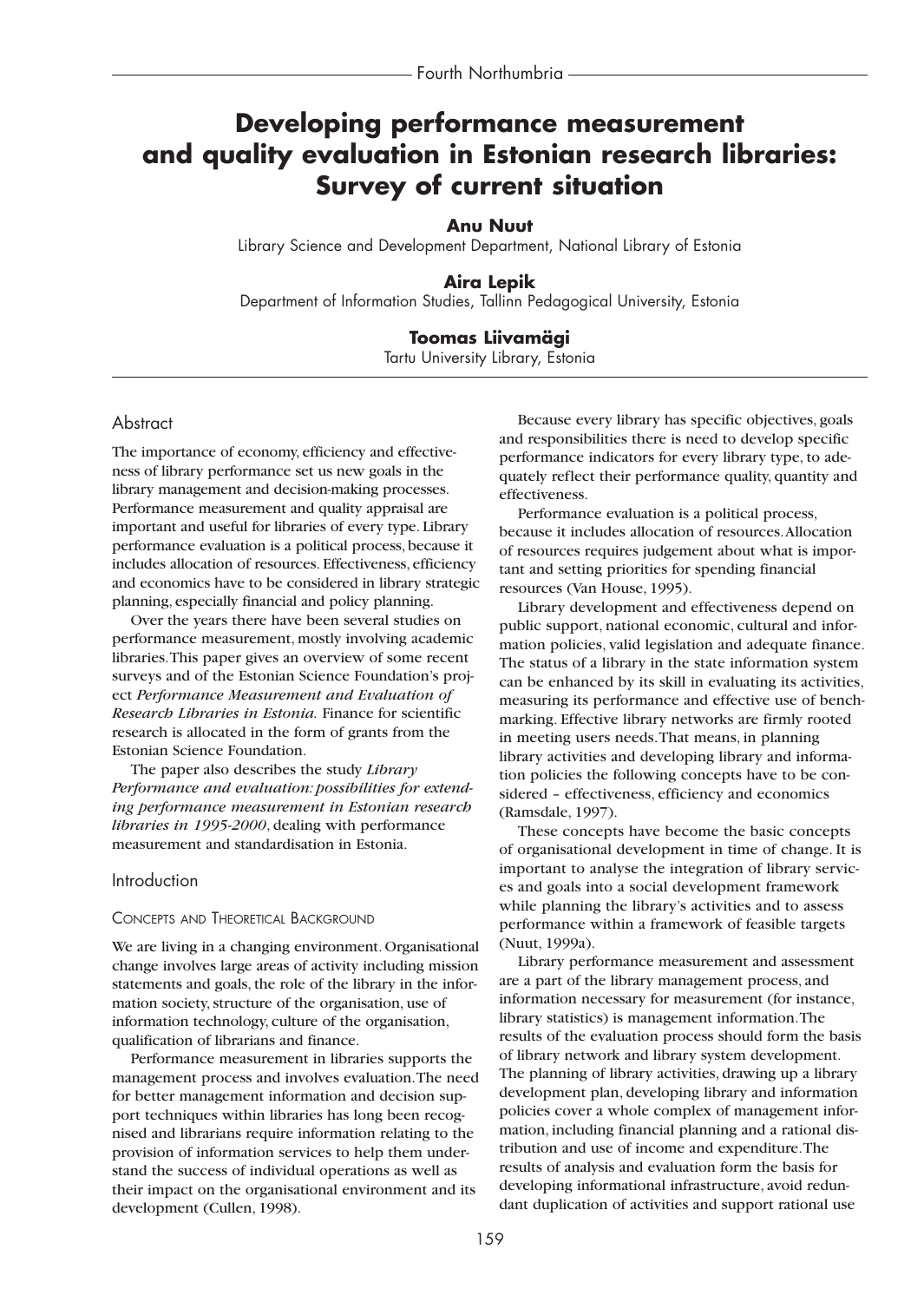# Developing performance measurement and quality evaluation in Estonian research libraries: Survey of current situation

**Anu Nuut**
Library Science and Development Department, National Library of Estonia

**Aira Lepik**
Department of Information Studies, Tallinn Pedagogical University, Estonia

**Toomas Liivamägi**
Tartu University Library, Estonia

## Abstract

The importance of economy, efficiency and effectiveness of library performance set us new goals in the library management and decision-making processes. Performance measurement and quality appraisal are important and useful for libraries of every type. Library performance evaluation is a political process, because it includes allocation of resources. Effectiveness, efficiency and economics have to be considered in library strategic planning, especially financial and policy planning.

Over the years there have been several studies on performance measurement, mostly involving academic libraries. This paper gives an overview of some recent surveys and of the Estonian Science Foundation's project *Performance Measurement and Evaluation of Research Libraries in Estonia.* Finance for scientific research is allocated in the form of grants from the Estonian Science Foundation.

The paper also describes the study *Library Performance and evaluation: possibilities for extending performance measurement in Estonian research libraries in 1995-2000*, dealing with performance measurement and standardisation in Estonia.

## Introduction

### Concepts and Theoretical Background

We are living in a changing environment. Organisational change involves large areas of activity including mission statements and goals, the role of the library in the information society, structure of the organisation, use of information technology, culture of the organisation, qualification of librarians and finance.

Performance measurement in libraries supports the management process and involves evaluation. The need for better management information and decision support techniques within libraries has long been recognised and librarians require information relating to the provision of information services to help them understand the success of individual operations as well as their impact on the organisational environment and its development (Cullen, 1998).

Because every library has specific objectives, goals and responsibilities there is need to develop specific performance indicators for every library type, to adequately reflect their performance quality, quantity and effectiveness.

Performance evaluation is a political process, because it includes allocation of resources. Allocation of resources requires judgement about what is important and setting priorities for spending financial resources (Van House, 1995).

Library development and effectiveness depend on public support, national economic, cultural and information policies, valid legislation and adequate finance. The status of a library in the state information system can be enhanced by its skill in evaluating its activities, measuring its performance and effective use of benchmarking. Effective library networks are firmly rooted in meeting users needs. That means, in planning library activities and developing library and information policies the following concepts have to be considered – effectiveness, efficiency and economics (Ramsdale, 1997).

These concepts have become the basic concepts of organisational development in time of change. It is important to analyse the integration of library services and goals into a social development framework while planning the library's activities and to assess performance within a framework of feasible targets (Nuut, 1999a).

Library performance measurement and assessment are a part of the library management process, and information necessary for measurement (for instance, library statistics) is management information. The results of the evaluation process should form the basis of library network and library system development. The planning of library activities, drawing up a library development plan, developing library and information policies cover a whole complex of management information, including financial planning and a rational distribution and use of income and expenditure. The results of analysis and evaluation form the basis for developing informational infrastructure, avoid redundant duplication of activities and support rational use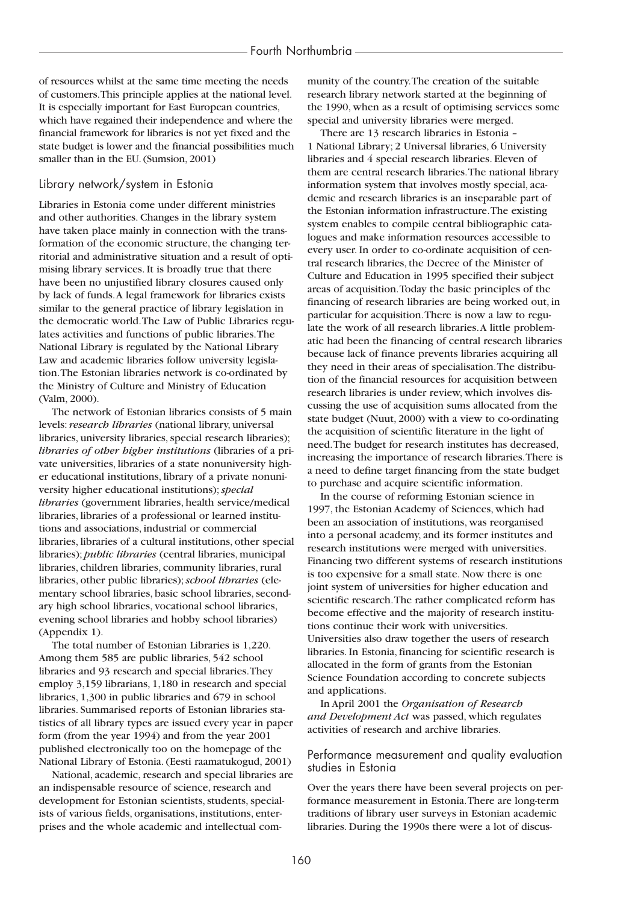of resources whilst at the same time meeting the needs of customers. This principle applies at the national level. It is especially important for East European countries, which have regained their independence and where the financial framework for libraries is not yet fixed and the state budget is lower and the financial possibilities much smaller than in the EU. (Sumsion, 2001)

## Library network/system in Estonia

Libraries in Estonia come under different ministries and other authorities. Changes in the library system have taken place mainly in connection with the transformation of the economic structure, the changing territorial and administrative situation and a result of optimising library services. It is broadly true that there have been no unjustified library closures caused only by lack of funds. A legal framework for libraries exists similar to the general practice of library legislation in the democratic world. The Law of Public Libraries regulates activities and functions of public libraries. The National Library is regulated by the National Library Law and academic libraries follow university legislation. The Estonian libraries network is co-ordinated by the Ministry of Culture and Ministry of Education (Valm, 2000).

The network of Estonian libraries consists of 5 main levels: *research libraries* (national library, universal libraries, university libraries, special research libraries); *libraries of other higher institutions* (libraries of a private universities, libraries of a state nonuniversity higher educational institutions, library of a private nonuniversity higher educational institutions); *special libraries* (government libraries, health service/medical libraries, libraries of a professional or learned institutions and associations, industrial or commercial libraries, libraries of a cultural institutions, other special libraries); *public libraries* (central libraries, municipal libraries, children libraries, community libraries, rural libraries, other public libraries); *school libraries* (elementary school libraries, basic school libraries, secondary high school libraries, vocational school libraries, evening school libraries and hobby school libraries) (Appendix 1).

The total number of Estonian Libraries is 1,220. Among them 585 are public libraries, 542 school libraries and 93 research and special libraries. They employ 3,159 librarians, 1,180 in research and special libraries, 1,300 in public libraries and 679 in school libraries. Summarised reports of Estonian libraries statistics of all library types are issued every year in paper form (from the year 1994) and from the year 2001 published electronically too on the homepage of the National Library of Estonia. (Eesti raamatukogud, 2001)

National, academic, research and special libraries are an indispensable resource of science, research and development for Estonian scientists, students, specialists of various fields, organisations, institutions, enterprises and the whole academic and intellectual community of the country. The creation of the suitable research library network started at the beginning of the 1990, when as a result of optimising services some special and university libraries were merged.

There are 13 research libraries in Estonia – 1 National Library; 2 Universal libraries, 6 University libraries and 4 special research libraries. Eleven of them are central research libraries. The national library information system that involves mostly special, academic and research libraries is an inseparable part of the Estonian information infrastructure. The existing system enables to compile central bibliographic catalogues and make information resources accessible to every user. In order to co-ordinate acquisition of central research libraries, the Decree of the Minister of Culture and Education in 1995 specified their subject areas of acquisition. Today the basic principles of the financing of research libraries are being worked out, in particular for acquisition. There is now a law to regulate the work of all research libraries. A little problematic had been the financing of central research libraries because lack of finance prevents libraries acquiring all they need in their areas of specialisation. The distribution of the financial resources for acquisition between research libraries is under review, which involves discussing the use of acquisition sums allocated from the state budget (Nuut, 2000) with a view to co-ordinating the acquisition of scientific literature in the light of need. The budget for research institutes has decreased, increasing the importance of research libraries. There is a need to define target financing from the state budget to purchase and acquire scientific information.

In the course of reforming Estonian science in 1997, the Estonian Academy of Sciences, which had been an association of institutions, was reorganised into a personal academy, and its former institutes and research institutions were merged with universities. Financing two different systems of research institutions is too expensive for a small state. Now there is one joint system of universities for higher education and scientific research. The rather complicated reform has become effective and the majority of research institutions continue their work with universities. Universities also draw together the users of research libraries. In Estonia, financing for scientific research is allocated in the form of grants from the Estonian Science Foundation according to concrete subjects and applications.

In April 2001 the *Organisation of Research and Development Act* was passed, which regulates activities of research and archive libraries.

## Performance measurement and quality evaluation studies in Estonia

Over the years there have been several projects on performance measurement in Estonia. There are long-term traditions of library user surveys in Estonian academic libraries. During the 1990s there were a lot of discus-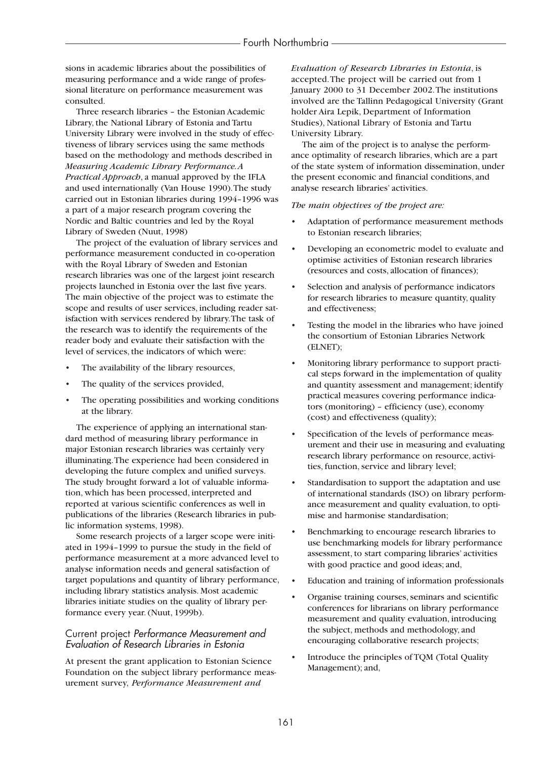sions in academic libraries about the possibilities of measuring performance and a wide range of professional literature on performance measurement was consulted.

Three research libraries – the Estonian Academic Library, the National Library of Estonia and Tartu University Library were involved in the study of effectiveness of library services using the same methods based on the methodology and methods described in *Measuring Academic Library Performance. A Practical Approach*, a manual approved by the IFLA and used internationally (Van House 1990). The study carried out in Estonian libraries during 1994–1996 was a part of a major research program covering the Nordic and Baltic countries and led by the Royal Library of Sweden (Nuut, 1998)

The project of the evaluation of library services and performance measurement conducted in co-operation with the Royal Library of Sweden and Estonian research libraries was one of the largest joint research projects launched in Estonia over the last five years. The main objective of the project was to estimate the scope and results of user services, including reader satisfaction with services rendered by library. The task of the research was to identify the requirements of the reader body and evaluate their satisfaction with the level of services, the indicators of which were:

- The availability of the library resources,
- The quality of the services provided,
- The operating possibilities and working conditions at the library.

The experience of applying an international standard method of measuring library performance in major Estonian research libraries was certainly very illuminating. The experience had been considered in developing the future complex and unified surveys. The study brought forward a lot of valuable information, which has been processed, interpreted and reported at various scientific conferences as well in publications of the libraries (Research libraries in public information systems, 1998).

Some research projects of a larger scope were initiated in 1994–1999 to pursue the study in the field of performance measurement at a more advanced level to analyse information needs and general satisfaction of target populations and quantity of library performance, including library statistics analysis. Most academic libraries initiate studies on the quality of library performance every year. (Nuut, 1999b).

## Current project *Performance Measurement and Evaluation of Research Libraries in Estonia*

At present the grant application to Estonian Science Foundation on the subject library performance measurement survey, *Performance Measurement and Evaluation of Research Libraries in Estonia*, is accepted. The project will be carried out from 1 January 2000 to 31 December 2002. The institutions involved are the Tallinn Pedagogical University (Grant holder Aira Lepik, Department of Information Studies), National Library of Estonia and Tartu University Library.

The aim of the project is to analyse the performance optimality of research libraries, which are a part of the state system of information dissemination, under the present economic and financial conditions, and analyse research libraries' activities.

*The main objectives of the project are:*

- Adaptation of performance measurement methods to Estonian research libraries;
- Developing an econometric model to evaluate and optimise activities of Estonian research libraries (resources and costs, allocation of finances);
- Selection and analysis of performance indicators for research libraries to measure quantity, quality and effectiveness;
- Testing the model in the libraries who have joined the consortium of Estonian Libraries Network (ELNET);
- Monitoring library performance to support practical steps forward in the implementation of quality and quantity assessment and management; identify practical measures covering performance indicators (monitoring) – efficiency (use), economy (cost) and effectiveness (quality);
- Specification of the levels of performance measurement and their use in measuring and evaluating research library performance on resource, activities, function, service and library level;
- Standardisation to support the adaptation and use of international standards (ISO) on library performance measurement and quality evaluation, to optimise and harmonise standardisation;
- Benchmarking to encourage research libraries to use benchmarking models for library performance assessment, to start comparing libraries' activities with good practice and good ideas; and,
- Education and training of information professionals
- Organise training courses, seminars and scientific conferences for librarians on library performance measurement and quality evaluation, introducing the subject, methods and methodology, and encouraging collaborative research projects;
- Introduce the principles of TQM (Total Quality Management); and,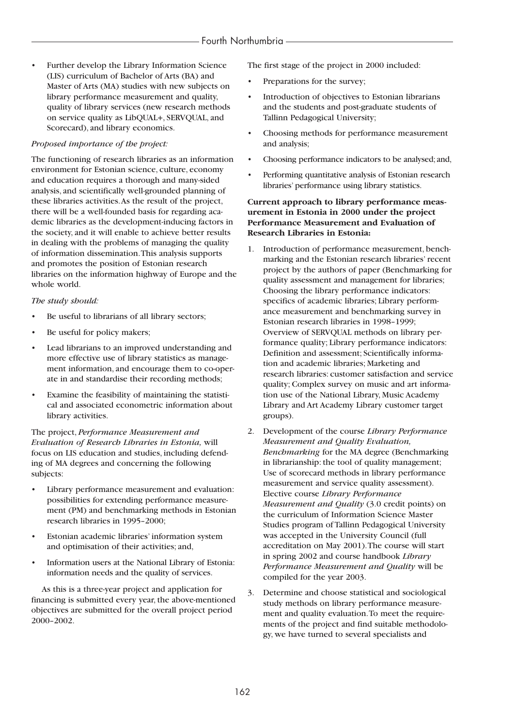- Further develop the Library Information Science (LIS) curriculum of Bachelor of Arts (BA) and Master of Arts (MA) studies with new subjects on library performance measurement and quality, quality of library services (new research methods on service quality as LibQUAL+, SERVQUAL, and Scorecard), and library economics.

*Proposed importance of the project:*

The functioning of research libraries as an information environment for Estonian science, culture, economy and education requires a thorough and many-sided analysis, and scientifically well-grounded planning of these libraries activities. As the result of the project, there will be a well-founded basis for regarding academic libraries as the development-inducing factors in the society, and it will enable to achieve better results in dealing with the problems of managing the quality of information dissemination. This analysis supports and promotes the position of Estonian research libraries on the information highway of Europe and the whole world.

*The study should:*

- Be useful to librarians of all library sectors;
- Be useful for policy makers;
- Lead librarians to an improved understanding and more effective use of library statistics as management information, and encourage them to co-operate in and standardise their recording methods;
- Examine the feasibility of maintaining the statistical and associated econometric information about library activities.

The project, *Performance Measurement and Evaluation of Research Libraries in Estonia,* will focus on LIS education and studies, including defending of MA degrees and concerning the following subjects:

- Library performance measurement and evaluation: possibilities for extending performance measurement (PM) and benchmarking methods in Estonian research libraries in 1995–2000;
- Estonian academic libraries' information system and optimisation of their activities; and,
- Information users at the National Library of Estonia: information needs and the quality of services.

As this is a three-year project and application for financing is submitted every year, the above-mentioned objectives are submitted for the overall project period 2000–2002.

The first stage of the project in 2000 included:

- Preparations for the survey;
- Introduction of objectives to Estonian librarians and the students and post-graduate students of Tallinn Pedagogical University;
- Choosing methods for performance measurement and analysis;
- Choosing performance indicators to be analysed; and,
- Performing quantitative analysis of Estonian research libraries' performance using library statistics.

**Current approach to library performance measurement in Estonia in 2000 under the project Performance Measurement and Evaluation of Research Libraries in Estonia:**

1. Introduction of performance measurement, benchmarking and the Estonian research libraries' recent project by the authors of paper (Benchmarking for quality assessment and management for libraries; Choosing the library performance indicators: specifics of academic libraries; Library performance measurement and benchmarking survey in Estonian research libraries in 1998–1999; Overview of SERVQUAL methods on library performance quality; Library performance indicators: Definition and assessment; Scientifically information and academic libraries; Marketing and research libraries: customer satisfaction and service quality; Complex survey on music and art information use of the National Library, Music Academy Library and Art Academy Library customer target groups).
2. Development of the course *Library Performance Measurement and Quality Evaluation, Benchmarking* for the MA degree (Benchmarking in librarianship: the tool of quality management; Use of scorecard methods in library performance measurement and service quality assessment). Elective course *Library Performance Measurement and Quality* (3.0 credit points) on the curriculum of Information Science Master Studies program of Tallinn Pedagogical University was accepted in the University Council (full accreditation on May 2001). The course will start in spring 2002 and course handbook *Library Performance Measurement and Quality* will be compiled for the year 2003.
3. Determine and choose statistical and sociological study methods on library performance measurement and quality evaluation. To meet the requirements of the project and find suitable methodology, we have turned to several specialists and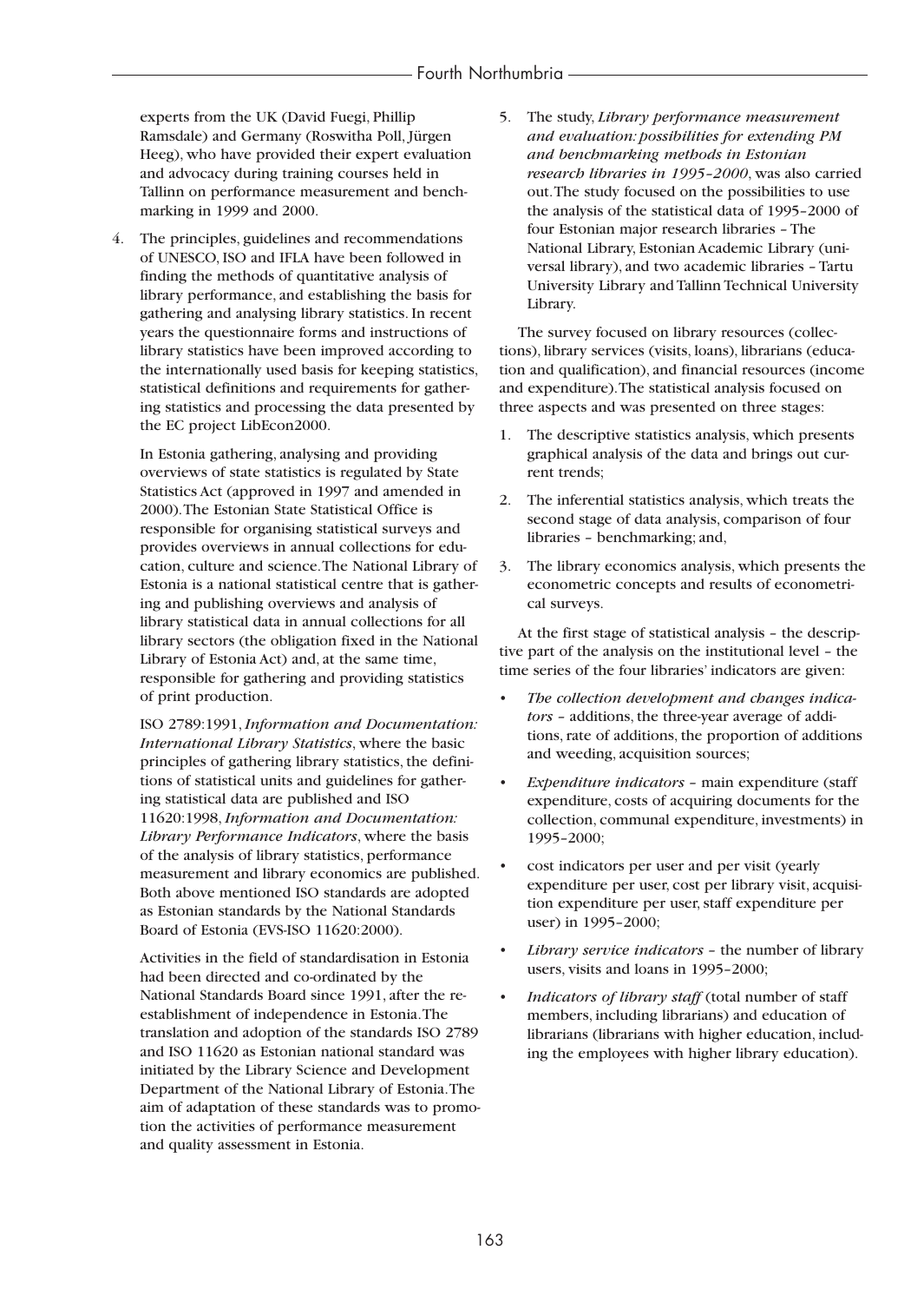experts from the UK (David Fuegi, Phillip Ramsdale) and Germany (Roswitha Poll, Jürgen Heeg), who have provided their expert evaluation and advocacy during training courses held in Tallinn on performance measurement and benchmarking in 1999 and 2000.

4. The principles, guidelines and recommendations of UNESCO, ISO and IFLA have been followed in finding the methods of quantitative analysis of library performance, and establishing the basis for gathering and analysing library statistics. In recent years the questionnaire forms and instructions of library statistics have been improved according to the internationally used basis for keeping statistics, statistical definitions and requirements for gathering statistics and processing the data presented by the EC project LibEcon2000.

   In Estonia gathering, analysing and providing overviews of state statistics is regulated by State Statistics Act (approved in 1997 and amended in 2000). The Estonian State Statistical Office is responsible for organising statistical surveys and provides overviews in annual collections for education, culture and science. The National Library of Estonia is a national statistical centre that is gathering and publishing overviews and analysis of library statistical data in annual collections for all library sectors (the obligation fixed in the National Library of Estonia Act) and, at the same time, responsible for gathering and providing statistics of print production.

   ISO 2789:1991, *Information and Documentation: International Library Statistics*, where the basic principles of gathering library statistics, the definitions of statistical units and guidelines for gathering statistical data are published and ISO 11620:1998, *Information and Documentation: Library Performance Indicators*, where the basis of the analysis of library statistics, performance measurement and library economics are published. Both above mentioned ISO standards are adopted as Estonian standards by the National Standards Board of Estonia (EVS-ISO 11620:2000).

   Activities in the field of standardisation in Estonia had been directed and co-ordinated by the National Standards Board since 1991, after the re-establishment of independence in Estonia. The translation and adoption of the standards ISO 2789 and ISO 11620 as Estonian national standard was initiated by the Library Science and Development Department of the National Library of Estonia. The aim of adaptation of these standards was to promotion the activities of performance measurement and quality assessment in Estonia.

5. The study, *Library performance measurement and evaluation: possibilities for extending PM and benchmarking methods in Estonian research libraries in 1995–2000*, was also carried out. The study focused on the possibilities to use the analysis of the statistical data of 1995–2000 of four Estonian major research libraries – The National Library, Estonian Academic Library (universal library), and two academic libraries – Tartu University Library and Tallinn Technical University Library.

The survey focused on library resources (collections), library services (visits, loans), librarians (education and qualification), and financial resources (income and expenditure). The statistical analysis focused on three aspects and was presented on three stages:

1. The descriptive statistics analysis, which presents graphical analysis of the data and brings out current trends;
2. The inferential statistics analysis, which treats the second stage of data analysis, comparison of four libraries – benchmarking; and,
3. The library economics analysis, which presents the econometric concepts and results of econometrical surveys.

At the first stage of statistical analysis – the descriptive part of the analysis on the institutional level – the time series of the four libraries' indicators are given:

- *The collection development and changes indicators* – additions, the three-year average of additions, rate of additions, the proportion of additions and weeding, acquisition sources;
- *Expenditure indicators* – main expenditure (staff expenditure, costs of acquiring documents for the collection, communal expenditure, investments) in 1995–2000;
- cost indicators per user and per visit (yearly expenditure per user, cost per library visit, acquisition expenditure per user, staff expenditure per user) in 1995–2000;
- *Library service indicators* – the number of library users, visits and loans in 1995–2000;
- *Indicators of library staff* (total number of staff members, including librarians) and education of librarians (librarians with higher education, including the employees with higher library education).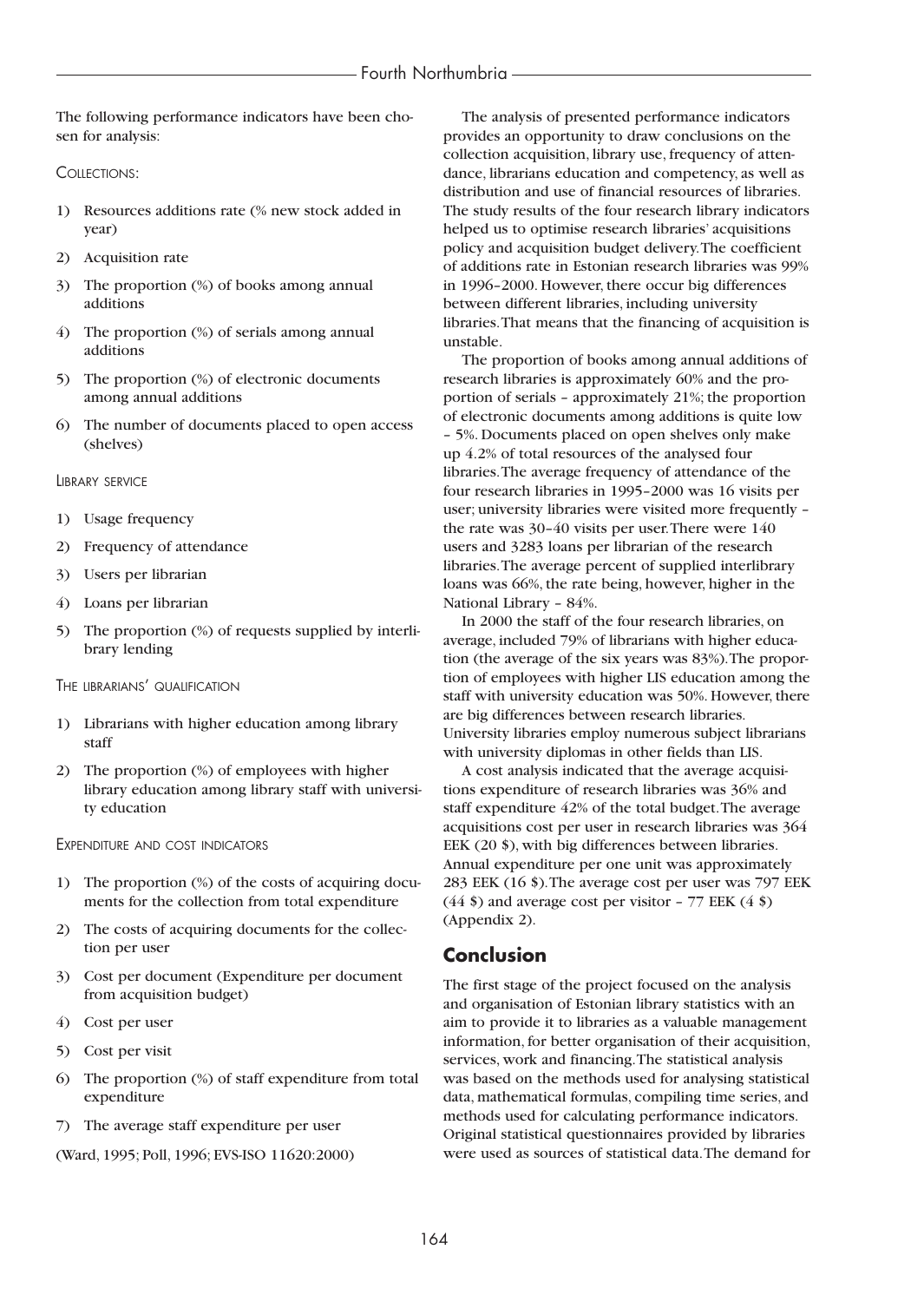The following performance indicators have been chosen for analysis:

COLLECTIONS:

1) Resources additions rate (% new stock added in year)
2) Acquisition rate
3) The proportion (%) of books among annual additions
4) The proportion (%) of serials among annual additions
5) The proportion (%) of electronic documents among annual additions
6) The number of documents placed to open access (shelves)

LIBRARY SERVICE

1) Usage frequency
2) Frequency of attendance
3) Users per librarian
4) Loans per librarian
5) The proportion (%) of requests supplied by interlibrary lending

THE LIBRARIANS' QUALIFICATION

1) Librarians with higher education among library staff
2) The proportion (%) of employees with higher library education among library staff with university education

EXPENDITURE AND COST INDICATORS

1) The proportion (%) of the costs of acquiring documents for the collection from total expenditure
2) The costs of acquiring documents for the collection per user
3) Cost per document (Expenditure per document from acquisition budget)
4) Cost per user
5) Cost per visit
6) The proportion (%) of staff expenditure from total expenditure
7) The average staff expenditure per user

(Ward, 1995; Poll, 1996; EVS-ISO 11620:2000)

The analysis of presented performance indicators provides an opportunity to draw conclusions on the collection acquisition, library use, frequency of attendance, librarians education and competency, as well as distribution and use of financial resources of libraries. The study results of the four research library indicators helped us to optimise research libraries' acquisitions policy and acquisition budget delivery. The coefficient of additions rate in Estonian research libraries was 99% in 1996–2000. However, there occur big differences between different libraries, including university libraries. That means that the financing of acquisition is unstable.

The proportion of books among annual additions of research libraries is approximately 60% and the proportion of serials – approximately 21%; the proportion of electronic documents among additions is quite low – 5%. Documents placed on open shelves only make up 4.2% of total resources of the analysed four libraries. The average frequency of attendance of the four research libraries in 1995–2000 was 16 visits per user; university libraries were visited more frequently – the rate was 30–40 visits per user. There were 140 users and 3283 loans per librarian of the research libraries. The average percent of supplied interlibrary loans was 66%, the rate being, however, higher in the National Library – 84%.

In 2000 the staff of the four research libraries, on average, included 79% of librarians with higher education (the average of the six years was 83%). The proportion of employees with higher LIS education among the staff with university education was 50%. However, there are big differences between research libraries. University libraries employ numerous subject librarians with university diplomas in other fields than LIS.

A cost analysis indicated that the average acquisitions expenditure of research libraries was 36% and staff expenditure 42% of the total budget. The average acquisitions cost per user in research libraries was 364 EEK (20 $), with big differences between libraries. Annual expenditure per one unit was approximately 283 EEK (16 $). The average cost per user was 797 EEK (44 $) and average cost per visitor – 77 EEK (4 $) (Appendix 2).

## Conclusion

The first stage of the project focused on the analysis and organisation of Estonian library statistics with an aim to provide it to libraries as a valuable management information, for better organisation of their acquisition, services, work and financing. The statistical analysis was based on the methods used for analysing statistical data, mathematical formulas, compiling time series, and methods used for calculating performance indicators. Original statistical questionnaires provided by libraries were used as sources of statistical data. The demand for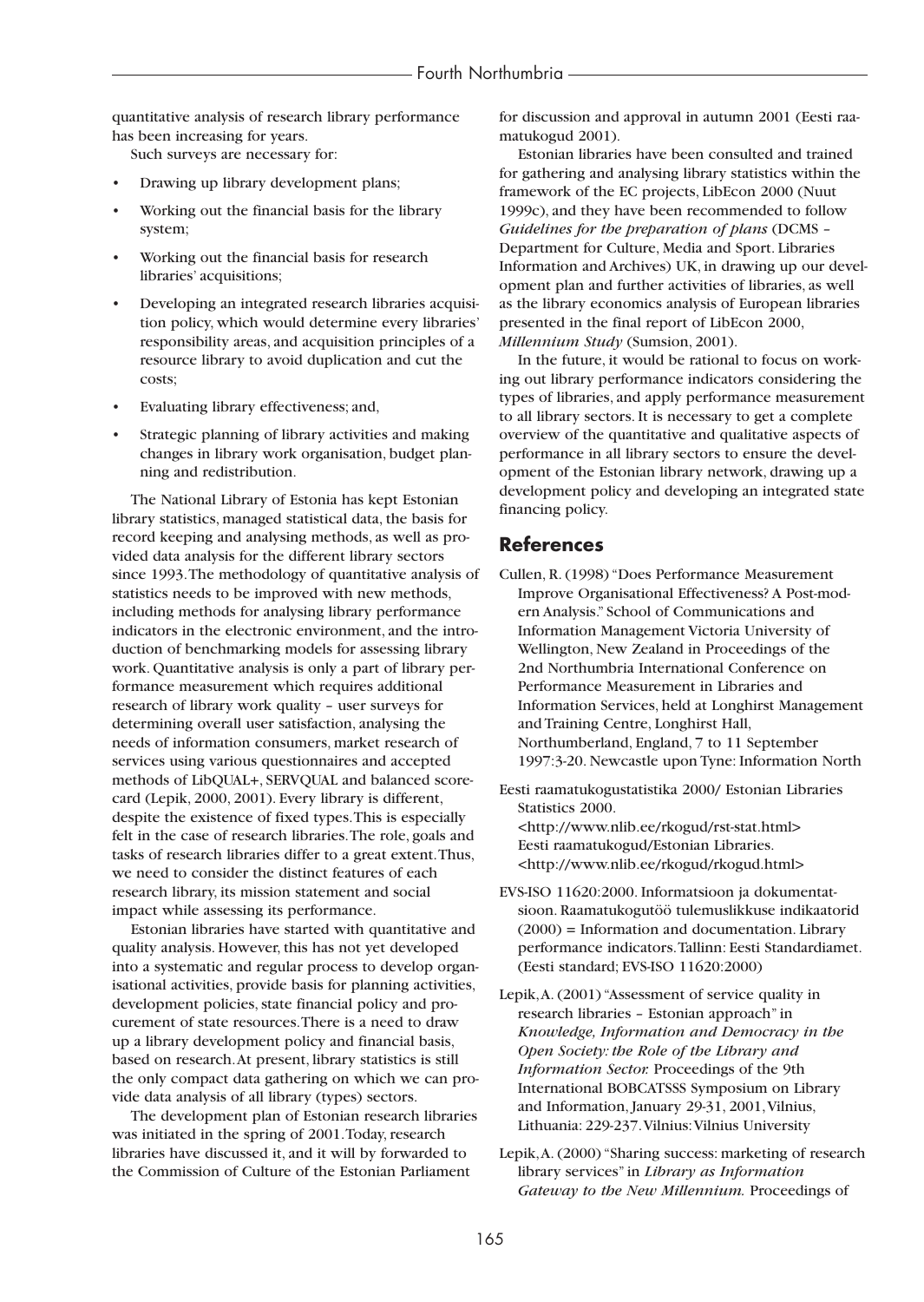quantitative analysis of research library performance has been increasing for years.

Such surveys are necessary for:

- Drawing up library development plans;
- Working out the financial basis for the library system;
- Working out the financial basis for research libraries' acquisitions;
- Developing an integrated research libraries acquisition policy, which would determine every libraries' responsibility areas, and acquisition principles of a resource library to avoid duplication and cut the costs;
- Evaluating library effectiveness; and,
- Strategic planning of library activities and making changes in library work organisation, budget planning and redistribution.

The National Library of Estonia has kept Estonian library statistics, managed statistical data, the basis for record keeping and analysing methods, as well as provided data analysis for the different library sectors since 1993. The methodology of quantitative analysis of statistics needs to be improved with new methods, including methods for analysing library performance indicators in the electronic environment, and the introduction of benchmarking models for assessing library work. Quantitative analysis is only a part of library performance measurement which requires additional research of library work quality – user surveys for determining overall user satisfaction, analysing the needs of information consumers, market research of services using various questionnaires and accepted methods of LibQUAL+, SERVQUAL and balanced scorecard (Lepik, 2000, 2001). Every library is different, despite the existence of fixed types. This is especially felt in the case of research libraries. The role, goals and tasks of research libraries differ to a great extent. Thus, we need to consider the distinct features of each research library, its mission statement and social impact while assessing its performance.

Estonian libraries have started with quantitative and quality analysis. However, this has not yet developed into a systematic and regular process to develop organisational activities, provide basis for planning activities, development policies, state financial policy and procurement of state resources. There is a need to draw up a library development policy and financial basis, based on research. At present, library statistics is still the only compact data gathering on which we can provide data analysis of all library (types) sectors.

The development plan of Estonian research libraries was initiated in the spring of 2001. Today, research libraries have discussed it, and it will by forwarded to the Commission of Culture of the Estonian Parliament for discussion and approval in autumn 2001 (Eesti raamatukogud 2001).

Estonian libraries have been consulted and trained for gathering and analysing library statistics within the framework of the EC projects, LibEcon 2000 (Nuut 1999c), and they have been recommended to follow *Guidelines for the preparation of plans* (DCMS – Department for Culture, Media and Sport. Libraries Information and Archives) UK, in drawing up our development plan and further activities of libraries, as well as the library economics analysis of European libraries presented in the final report of LibEcon 2000, *Millennium Study* (Sumsion, 2001).

In the future, it would be rational to focus on working out library performance indicators considering the types of libraries, and apply performance measurement to all library sectors. It is necessary to get a complete overview of the quantitative and qualitative aspects of performance in all library sectors to ensure the development of the Estonian library network, drawing up a development policy and developing an integrated state financing policy.

## References

Cullen, R. (1998) "Does Performance Measurement Improve Organisational Effectiveness? A Post-modern Analysis." School of Communications and Information Management Victoria University of Wellington, New Zealand in Proceedings of the 2nd Northumbria International Conference on Performance Measurement in Libraries and Information Services, held at Longhirst Management and Training Centre, Longhirst Hall, Northumberland, England, 7 to 11 September 1997:3-20. Newcastle upon Tyne: Information North

Eesti raamatukogustatistika 2000/ Estonian Libraries Statistics 2000. <http://www.nlib.ee/rkogud/rst-stat.html> Eesti raamatukogud/Estonian Libraries. <http://www.nlib.ee/rkogud/rkogud.html>

EVS-ISO 11620:2000. Informatsioon ja dokumentatsioon. Raamatukogutöö tulemuslikkuse indikaatorid (2000) = Information and documentation. Library performance indicators. Tallinn: Eesti Standardiamet. (Eesti standard; EVS-ISO 11620:2000)

Lepik, A. (2001) "Assessment of service quality in research libraries – Estonian approach" in *Knowledge, Information and Democracy in the Open Society: the Role of the Library and Information Sector.* Proceedings of the 9th International BOBCATSSS Symposium on Library and Information, January 29-31, 2001, Vilnius, Lithuania: 229-237. Vilnius: Vilnius University

Lepik, A. (2000) "Sharing success: marketing of research library services" in *Library as Information Gateway to the New Millennium.* Proceedings of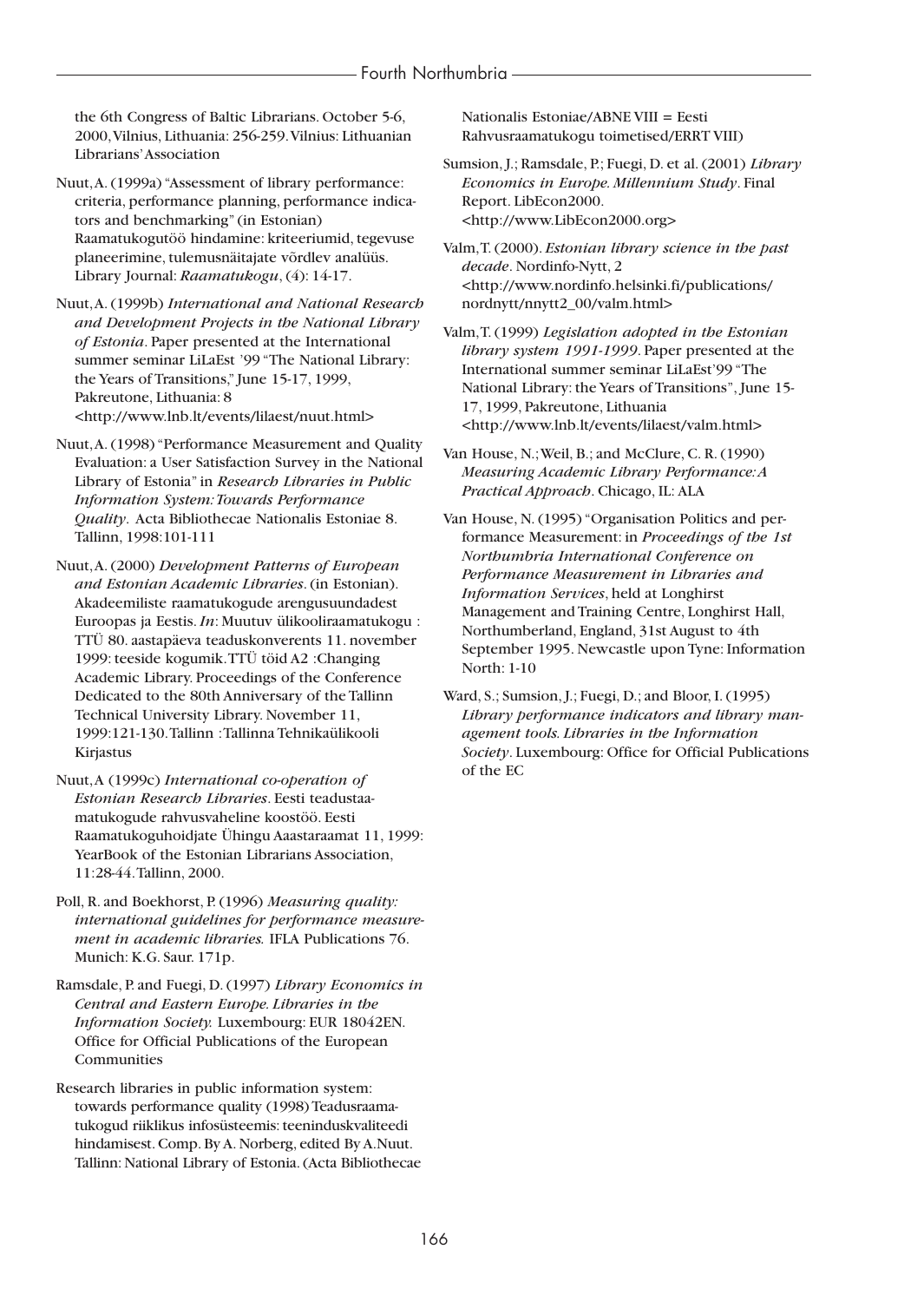the 6th Congress of Baltic Librarians. October 5-6, 2000, Vilnius, Lithuania: 256-259. Vilnius: Lithuanian Librarians' Association

Nuut, A. (1999a) "Assessment of library performance: criteria, performance planning, performance indicators and benchmarking" (in Estonian) Raamatukogutöö hindamine: kriteeriumid, tegevuse planeerimine, tulemusnäitajate võrdlev analüüs. Library Journal: *Raamatukogu*, (4): 14-17.

Nuut, A. (1999b) ***International and National Research and Development Projects in the National Library of Estonia***. Paper presented at the International summer seminar LiLaEst '99 "The National Library: the Years of Transitions," June 15-17, 1999, Pakreutone, Lithuania: 8 <http://www.lnb.lt/events/lilaest/nuut.html>

Nuut, A. (1998) "Performance Measurement and Quality Evaluation: a User Satisfaction Survey in the National Library of Estonia" in *Research Libraries in Public Information System: Towards Performance Quality*. Acta Bibliothecae Nationalis Estoniae 8. Tallinn, 1998:101-111

Nuut, A. (2000) ***Development Patterns of European and Estonian Academic Libraries***. (in Estonian). Akadeemiliste raamatukogude arengusuundadest Euroopas ja Eestis. *In*: Muutuv ülikooliraamatukogu : TTÜ 80. aastapäeva teaduskonverents 11. november 1999: teeside kogumik. TTÜ töid A2 :Changing Academic Library. Proceedings of the Conference Dedicated to the 80th Anniversary of the Tallinn Technical University Library. November 11, 1999:121-130. Tallinn : Tallinna Tehnikaülikooli Kirjastus

Nuut, A (1999c) ***International co-operation of Estonian Research Libraries***. Eesti teadustaamatukogude rahvusvaheline koostöö. Eesti Raamatukoguhoidjate Ühingu Aastaraamat 11, 1999: YearBook of the Estonian Librarians Association, 11:28-44. Tallinn, 2000.

Poll, R. and Boekhorst, P. (1996) ***Measuring quality: international guidelines for performance measurement in academic libraries.*** IFLA Publications 76. Munich: K.G. Saur. 171p.

Ramsdale, P. and Fuegi, D. (1997) ***Library Economics in Central and Eastern Europe. Libraries in the Information Society.*** Luxembourg: EUR 18042EN. Office for Official Publications of the European Communities

Research libraries in public information system: towards performance quality (1998) Teadusraamatukogud riiklikus infosüsteemis: teeninduskvaliteedi hindamisest. Comp. By A. Norberg, edited By A.Nuut. Tallinn: National Library of Estonia. (Acta Bibliothecae Nationalis Estoniae/ABNE VIII = Eesti Rahvusraamatukogu toimetised/ERRT VIII)

Sumsion, J.; Ramsdale, P.; Fuegi, D. et al. (2001) ***Library Economics in Europe. Millennium Study***. Final Report. LibEcon2000. <http://www.LibEcon2000.org>

Valm, T. (2000). ***Estonian library science in the past decade***. Nordinfo-Nytt, 2 <http://www.nordinfo.helsinki.fi/publications/nordnytt/nnytt2_00/valm.html>

Valm, T. (1999) ***Legislation adopted in the Estonian library system 1991-1999***. Paper presented at the International summer seminar LiLaEst'99 "The National Library: the Years of Transitions", June 15-17, 1999, Pakreutone, Lithuania <http://www.lnb.lt/events/lilaest/valm.html>

Van House, N.; Weil, B.; and McClure, C. R. (1990) ***Measuring Academic Library Performance: A Practical Approach***. Chicago, IL: ALA

Van House, N. (1995) "Organisation Politics and performance Measurement: in ***Proceedings of the 1st Northumbria International Conference on Performance Measurement in Libraries and Information Services***, held at Longhirst Management and Training Centre, Longhirst Hall, Northumberland, England, 31st August to 4th September 1995. Newcastle upon Tyne: Information North: 1-10

Ward, S.; Sumsion, J.; Fuegi, D.; and Bloor, I. (1995) ***Library performance indicators and library management tools. Libraries in the Information Society***. Luxembourg: Office for Official Publications of the EC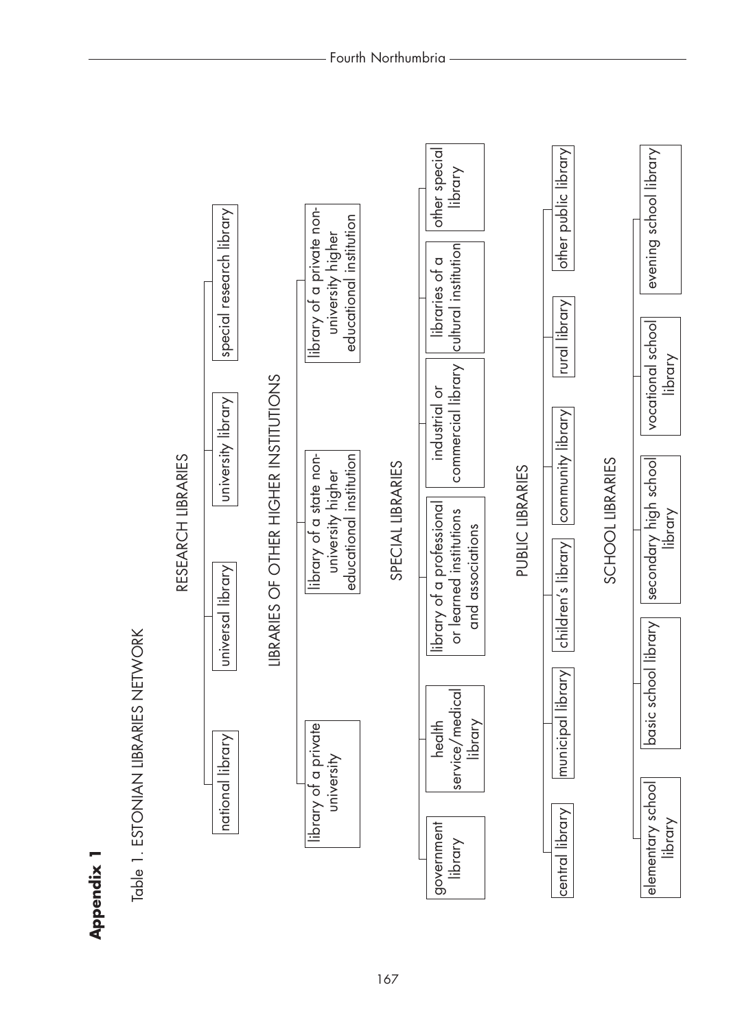## Appendix 1

Table 1. ESTONIAN LIBRARIES NETWORK

### RESEARCH LIBRARIES

- national library
- universal library
- university library
- special research library

### LIBRARIES OF OTHER HIGHER INSTITUTIONS

- library of a private university
- library of a state non-university higher educational institution
- library of a private non-university higher educational institution

### SPECIAL LIBRARIES

- government library
- health service/medical library
- library of a professional or learned institutions and associations
- industrial or commercial library
- libraries of a cultural institution
- other special library

### PUBLIC LIBRARIES

- central library
- municipal library
- children's library
- community library
- rural library
- other public library

### SCHOOL LIBRARIES

- elementary school library
- basic school library
- secondary high school library
- vocational school library
- evening school library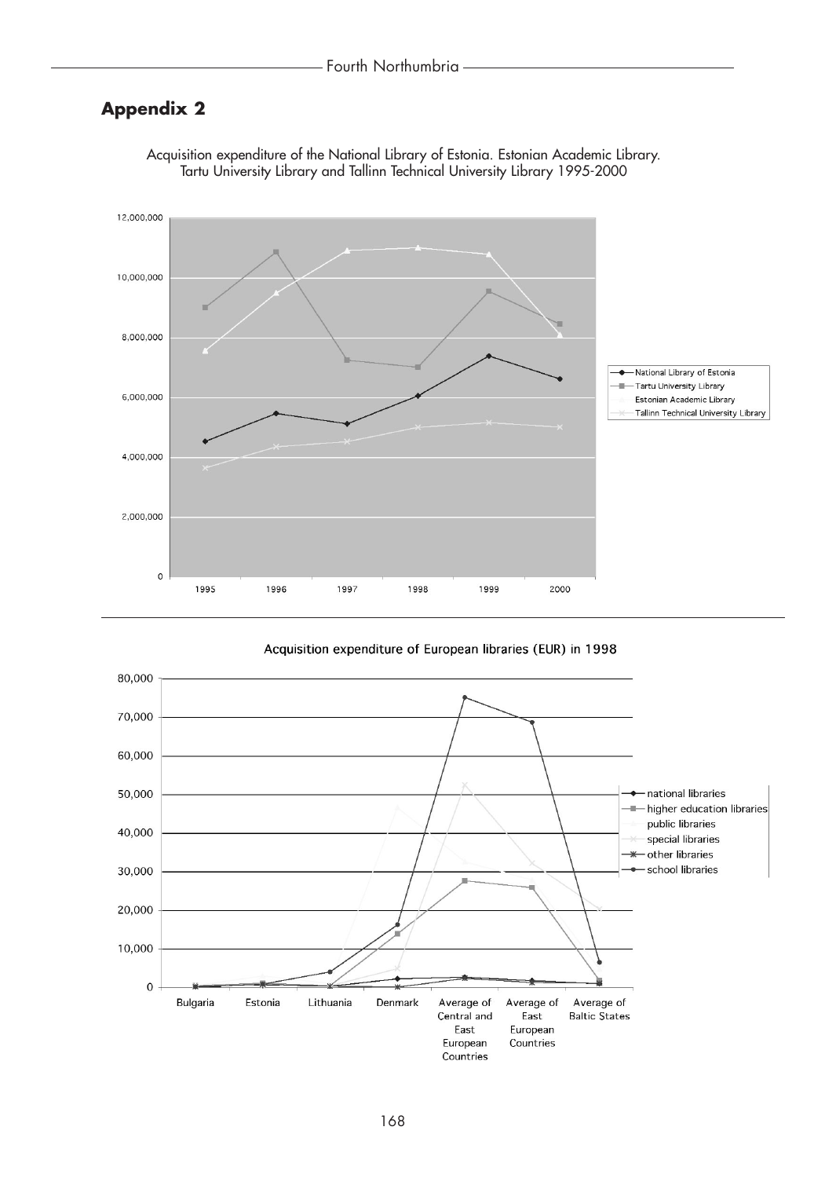## Appendix 2

Acquisition expenditure of the National Library of Estonia. Estonian Academic Library. Tartu University Library and Tallinn Technical University Library 1995-2000

Acquisition expenditure of European libraries (EUR) in 1998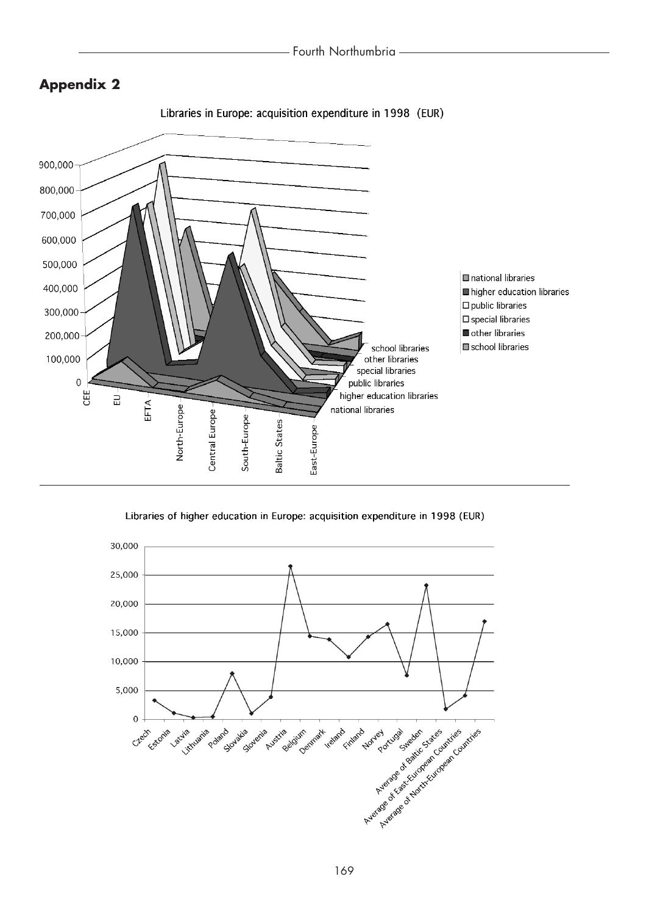## Appendix 2

Libraries in Europe: acquisition expenditure in 1998 (EUR)

900,000
800,000
700,000
600,000
500,000
400,000
300,000
200,000
100,000
0

CEE
EU
EFTA
North-Europe
Central Europe
South-Europe
Baltic States
East-Europe

school libraries
other libraries
special libraries
public libraries
higher education libraries
national libraries

national libraries
higher education libraries
public libraries
special libraries
other libraries
school libraries

Libraries of higher education in Europe: acquisition expenditure in 1998 (EUR)

30,000
25,000
20,000
15,000
10,000
5,000
0

Czech
Estonia
Latvia
Lithuania
Poland
Slovakia
Slovenia
Austria
Belgium
Denmark
Ireland
Finland
Norvey
Portugal
Sweden
Average of Baltic States
Average of East-European Countries
Average of North-European Countries